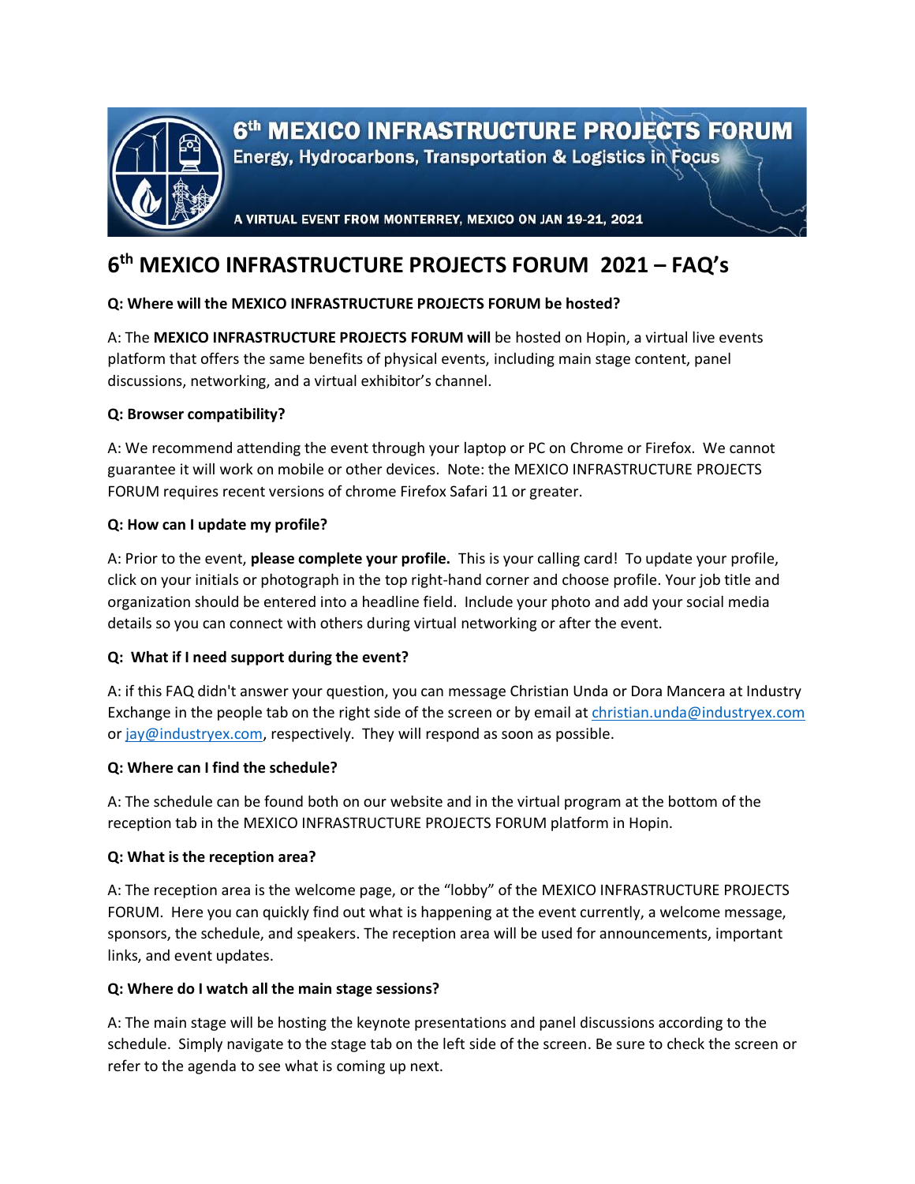# 6th MEXICO INFRASTRUCTURE PROJECTS FORUM

**Energy, Hydrocarbons, Transportation & Logistics in Focus**

A VIRTUAL EVENT FROM MONTERREY, MEXICO ON JAN 19-21, 2021

## 6th MEXICO INFRASTRUCTURE PROJECTS FORUM 2021 – FAQ's

**Q: Where will the MEXICO INFRASTRUCTURE PROJECTS FORUM be hosted?**

A: The **MEXICO INFRASTRUCTURE PROJECTS FORUM will** be hosted on Hopin, a virtual live events platform that offers the same benefits of physical events, including main stage content, panel discussions, networking, and a virtual exhibitor's channel.

**Q: Browser compatibility?**

A: We recommend attending the event through your laptop or PC on Chrome or Firefox. We cannot guarantee it will work on mobile or other devices. Note: the MEXICO INFRASTRUCTURE PROJECTS FORUM requires recent versions of chrome Firefox Safari 11 or greater.

**Q: How can I update my profile?**

A: Prior to the event, **please complete your profile.** This is your calling card! To update your profile, click on your initials or photograph in the top right-hand corner and choose profile. Your job title and organization should be entered into a headline field. Include your photo and add your social media details so you can connect with others during virtual networking or after the event.

**Q: What if I need support during the event?**

A: if this FAQ didn't answer your question, you can message Christian Unda or Dora Mancera at Industry Exchange in the people tab on the right side of the screen or by email at christian.unda@industryex.com or jay@industryex.com, respectively. They will respond as soon as possible.

**Q: Where can I find the schedule?**

A: The schedule can be found both on our website and in the virtual program at the bottom of the reception tab in the MEXICO INFRASTRUCTURE PROJECTS FORUM platform in Hopin.

**Q: What is the reception area?**

A: The reception area is the welcome page, or the "lobby" of the MEXICO INFRASTRUCTURE PROJECTS FORUM. Here you can quickly find out what is happening at the event currently, a welcome message, sponsors, the schedule, and speakers. The reception area will be used for announcements, important links, and event updates.

**Q: Where do I watch all the main stage sessions?**

A: The main stage will be hosting the keynote presentations and panel discussions according to the schedule. Simply navigate to the stage tab on the left side of the screen. Be sure to check the screen or refer to the agenda to see what is coming up next.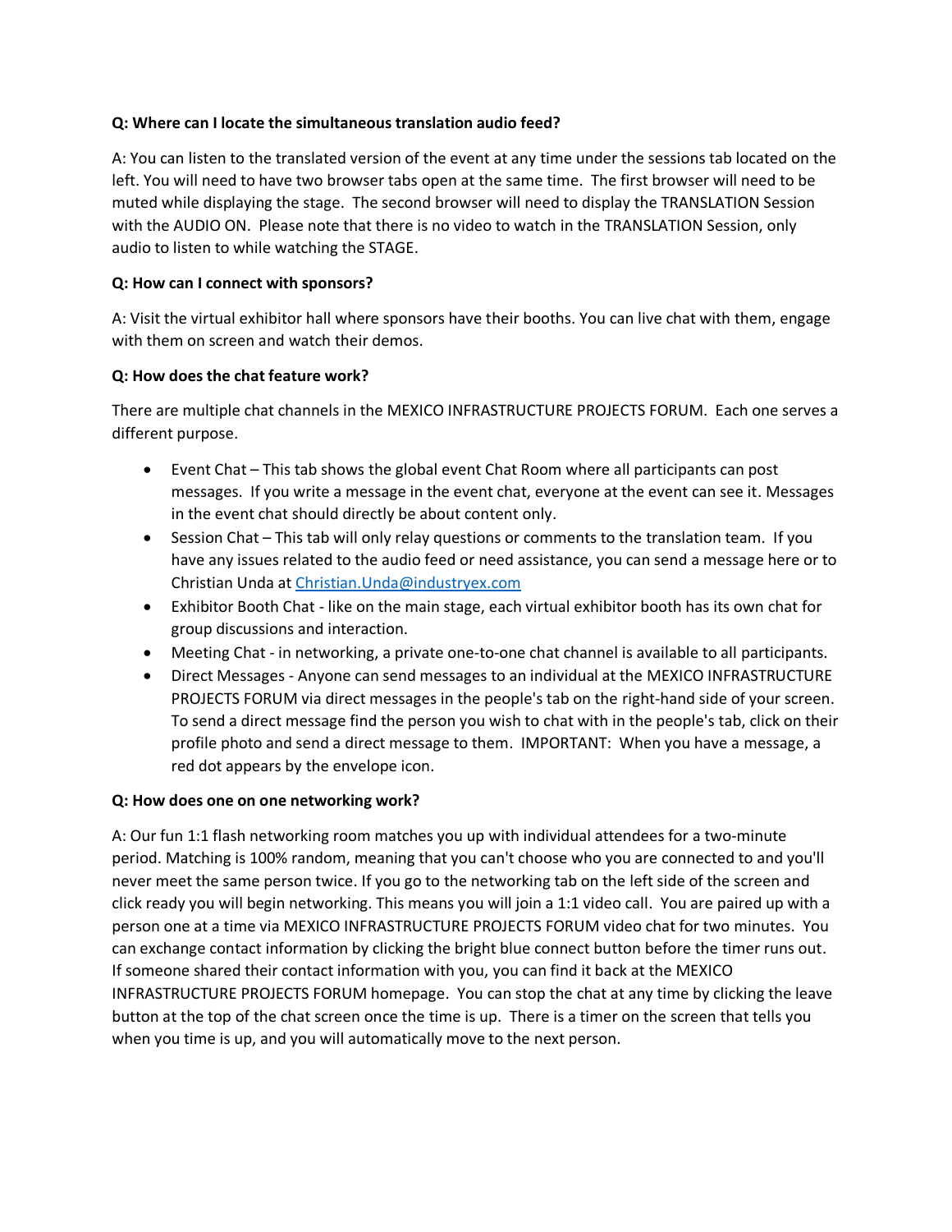**Q: Where can I locate the simultaneous translation audio feed?**

A: You can listen to the translated version of the event at any time under the sessions tab located on the left. You will need to have two browser tabs open at the same time. The first browser will need to be muted while displaying the stage. The second browser will need to display the TRANSLATION Session with the AUDIO ON. Please note that there is no video to watch in the TRANSLATION Session, only audio to listen to while watching the STAGE.

**Q: How can I connect with sponsors?**

A: Visit the virtual exhibitor hall where sponsors have their booths. You can live chat with them, engage with them on screen and watch their demos.

**Q: How does the chat feature work?**

There are multiple chat channels in the MEXICO INFRASTRUCTURE PROJECTS FORUM. Each one serves a different purpose.

- Event Chat – This tab shows the global event Chat Room where all participants can post messages. If you write a message in the event chat, everyone at the event can see it. Messages in the event chat should directly be about content only.
- Session Chat – This tab will only relay questions or comments to the translation team. If you have any issues related to the audio feed or need assistance, you can send a message here or to Christian Unda at Christian.Unda@industryex.com
- Exhibitor Booth Chat - like on the main stage, each virtual exhibitor booth has its own chat for group discussions and interaction.
- Meeting Chat - in networking, a private one-to-one chat channel is available to all participants.
- Direct Messages - Anyone can send messages to an individual at the MEXICO INFRASTRUCTURE PROJECTS FORUM via direct messages in the people's tab on the right-hand side of your screen. To send a direct message find the person you wish to chat with in the people's tab, click on their profile photo and send a direct message to them. IMPORTANT: When you have a message, a red dot appears by the envelope icon.

**Q: How does one on one networking work?**

A: Our fun 1:1 flash networking room matches you up with individual attendees for a two-minute period. Matching is 100% random, meaning that you can't choose who you are connected to and you'll never meet the same person twice. If you go to the networking tab on the left side of the screen and click ready you will begin networking. This means you will join a 1:1 video call. You are paired up with a person one at a time via MEXICO INFRASTRUCTURE PROJECTS FORUM video chat for two minutes. You can exchange contact information by clicking the bright blue connect button before the timer runs out. If someone shared their contact information with you, you can find it back at the MEXICO INFRASTRUCTURE PROJECTS FORUM homepage. You can stop the chat at any time by clicking the leave button at the top of the chat screen once the time is up. There is a timer on the screen that tells you when you time is up, and you will automatically move to the next person.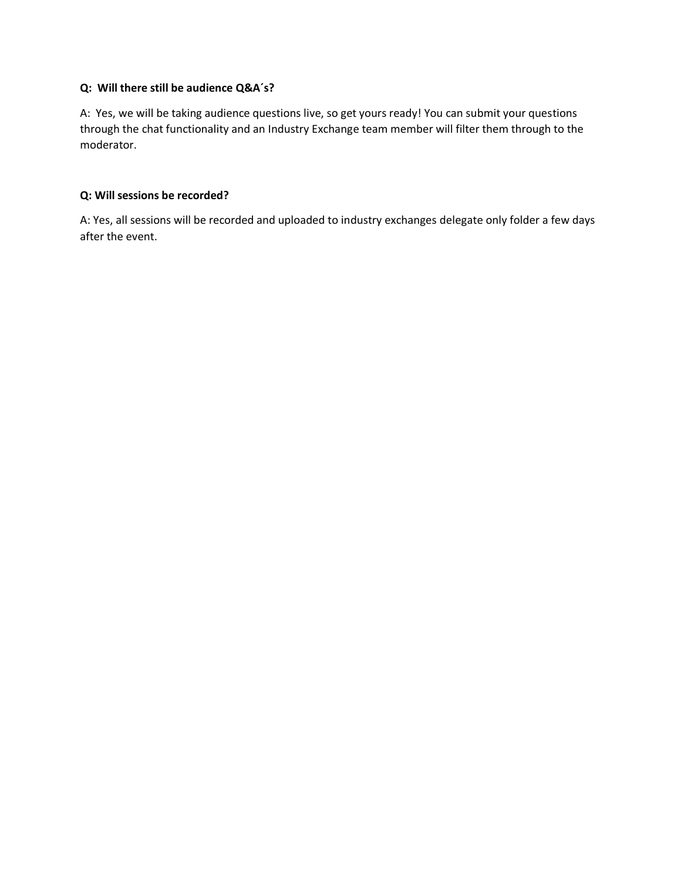**Q: Will there still be audience Q&A´s?**

A: Yes, we will be taking audience questions live, so get yours ready! You can submit your questions through the chat functionality and an Industry Exchange team member will filter them through to the moderator.

**Q: Will sessions be recorded?**

A: Yes, all sessions will be recorded and uploaded to industry exchanges delegate only folder a few days after the event.